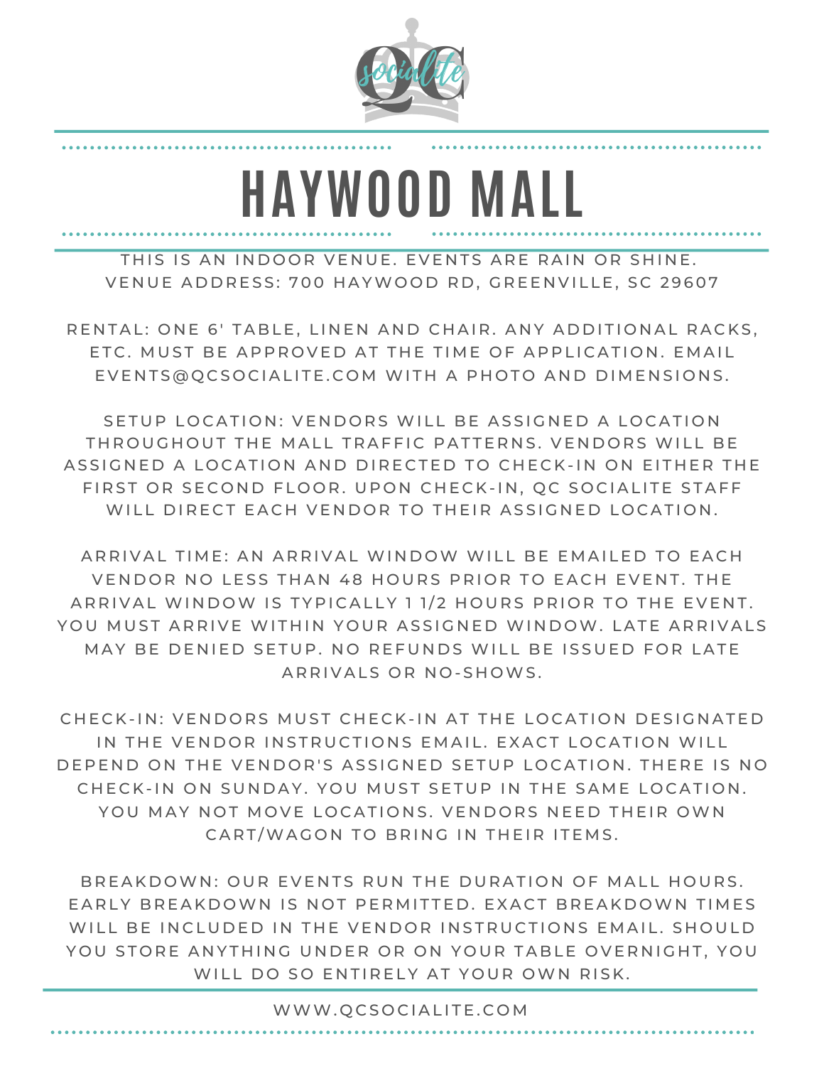# HAYWOOD MALL

THIS IS AN INDOOR VENUE. EVENTS ARE RAIN OR SHINE.
VENUE ADDRESS: 700 HAYWOOD RD, GREENVILLE, SC 29607

RENTAL: ONE 6' TABLE, LINEN AND CHAIR. ANY ADDITIONAL RACKS, ETC. MUST BE APPROVED AT THE TIME OF APPLICATION. EMAIL EVENTS@QCSOCIALITE.COM WITH A PHOTO AND DIMENSIONS.

SETUP LOCATION: VENDORS WILL BE ASSIGNED A LOCATION THROUGHOUT THE MALL TRAFFIC PATTERNS. VENDORS WILL BE ASSIGNED A LOCATION AND DIRECTED TO CHECK-IN ON EITHER THE FIRST OR SECOND FLOOR. UPON CHECK-IN, QC SOCIALITE STAFF WILL DIRECT EACH VENDOR TO THEIR ASSIGNED LOCATION.

ARRIVAL TIME: AN ARRIVAL WINDOW WILL BE EMAILED TO EACH VENDOR NO LESS THAN 48 HOURS PRIOR TO EACH EVENT. THE ARRIVAL WINDOW IS TYPICALLY 1 1/2 HOURS PRIOR TO THE EVENT. YOU MUST ARRIVE WITHIN YOUR ASSIGNED WINDOW. LATE ARRIVALS MAY BE DENIED SETUP. NO REFUNDS WILL BE ISSUED FOR LATE ARRIVALS OR NO-SHOWS.

CHECK-IN: VENDORS MUST CHECK-IN AT THE LOCATION DESIGNATED IN THE VENDOR INSTRUCTIONS EMAIL. EXACT LOCATION WILL DEPEND ON THE VENDOR'S ASSIGNED SETUP LOCATION. THERE IS NO CHECK-IN ON SUNDAY. YOU MUST SETUP IN THE SAME LOCATION. YOU MAY NOT MOVE LOCATIONS. VENDORS NEED THEIR OWN CART/WAGON TO BRING IN THEIR ITEMS.

BREAKDOWN: OUR EVENTS RUN THE DURATION OF MALL HOURS. EARLY BREAKDOWN IS NOT PERMITTED. EXACT BREAKDOWN TIMES WILL BE INCLUDED IN THE VENDOR INSTRUCTIONS EMAIL. SHOULD YOU STORE ANYTHING UNDER OR ON YOUR TABLE OVERNIGHT, YOU WILL DO SO ENTIRELY AT YOUR OWN RISK.

WWW.QCSOCIALITE.COM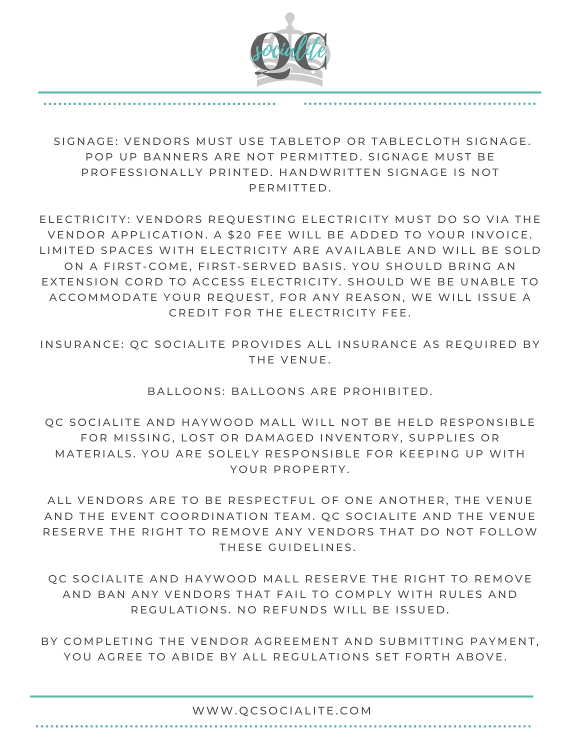SIGNAGE: VENDORS MUST USE TABLETOP OR TABLECLOTH SIGNAGE. POP UP BANNERS ARE NOT PERMITTED. SIGNAGE MUST BE PROFESSIONALLY PRINTED. HANDWRITTEN SIGNAGE IS NOT PERMITTED.

ELECTRICITY: VENDORS REQUESTING ELECTRICITY MUST DO SO VIA THE VENDOR APPLICATION. A $20 FEE WILL BE ADDED TO YOUR INVOICE. LIMITED SPACES WITH ELECTRICITY ARE AVAILABLE AND WILL BE SOLD ON A FIRST-COME, FIRST-SERVED BASIS. YOU SHOULD BRING AN EXTENSION CORD TO ACCESS ELECTRICITY. SHOULD WE BE UNABLE TO ACCOMMODATE YOUR REQUEST, FOR ANY REASON, WE WILL ISSUE A CREDIT FOR THE ELECTRICITY FEE.

INSURANCE: QC SOCIALITE PROVIDES ALL INSURANCE AS REQUIRED BY THE VENUE.

BALLOONS: BALLOONS ARE PROHIBITED.

QC SOCIALITE AND HAYWOOD MALL WILL NOT BE HELD RESPONSIBLE FOR MISSING, LOST OR DAMAGED INVENTORY, SUPPLIES OR MATERIALS. YOU ARE SOLELY RESPONSIBLE FOR KEEPING UP WITH YOUR PROPERTY.

ALL VENDORS ARE TO BE RESPECTFUL OF ONE ANOTHER, THE VENUE AND THE EVENT COORDINATION TEAM. QC SOCIALITE AND THE VENUE RESERVE THE RIGHT TO REMOVE ANY VENDORS THAT DO NOT FOLLOW THESE GUIDELINES.

QC SOCIALITE AND HAYWOOD MALL RESERVE THE RIGHT TO REMOVE AND BAN ANY VENDORS THAT FAIL TO COMPLY WITH RULES AND REGULATIONS. NO REFUNDS WILL BE ISSUED.

BY COMPLETING THE VENDOR AGREEMENT AND SUBMITTING PAYMENT, YOU AGREE TO ABIDE BY ALL REGULATIONS SET FORTH ABOVE.

WWW.QCSOCIALITE.COM